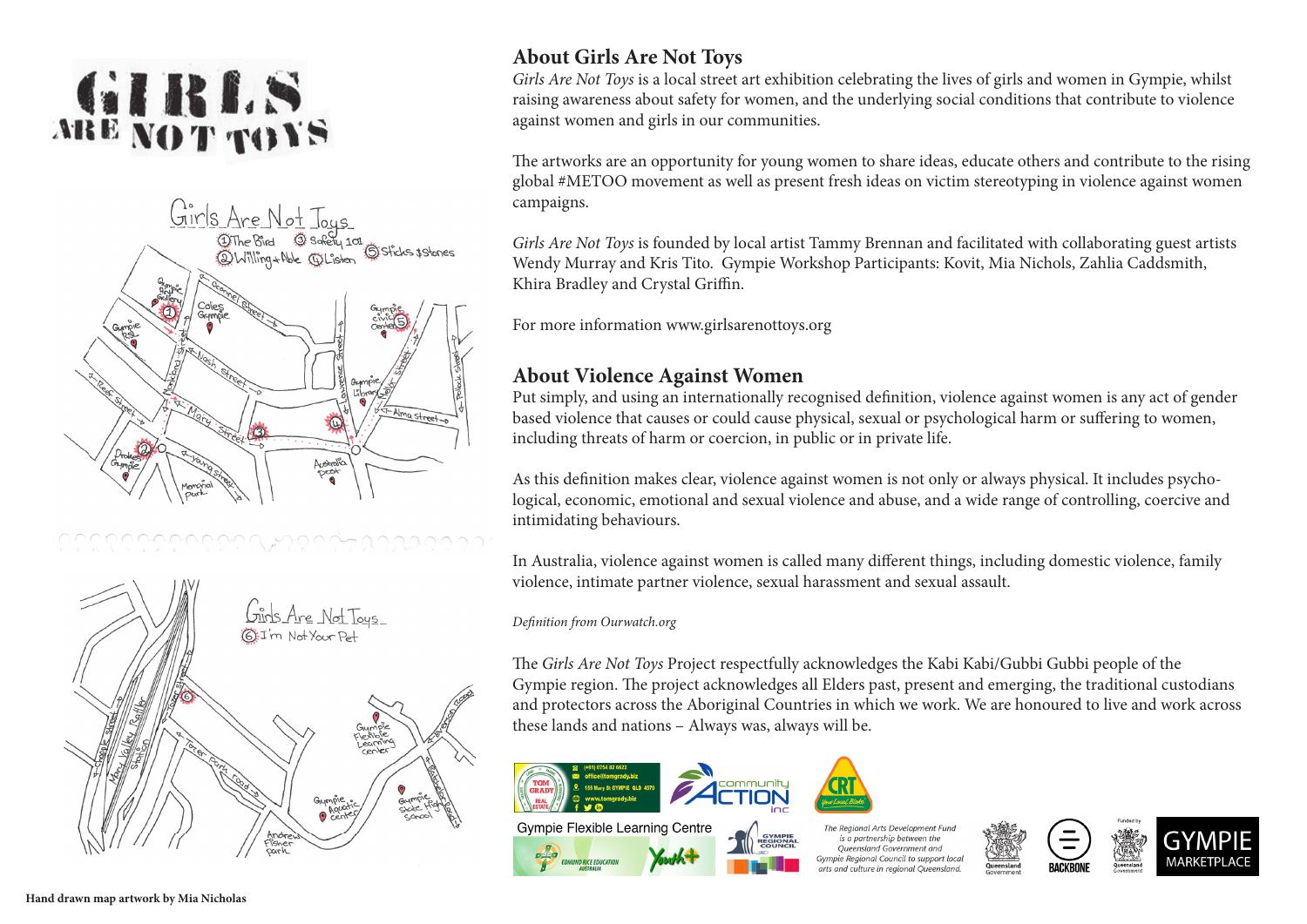# GIRLS ARE NOT TOYS

## About Girls Are Not Toys

*Girls Are Not Toys* is a local street art exhibition celebrating the lives of girls and women in Gympie, whilst raising awareness about safety for women, and the underlying social conditions that contribute to violence against women and girls in our communities.

The artworks are an opportunity for young women to share ideas, educate others and contribute to the rising global #METOO movement as well as present fresh ideas on victim stereotyping in violence against women campaigns.

*Girls Are Not Toys* is founded by local artist Tammy Brennan and facilitated with collaborating guest artists Wendy Murray and Kris Tito. Gympie Workshop Participants: Kovit, Mia Nichols, Zahlia Caddsmith, Khira Bradley and Crystal Griffin.

For more information www.girlsarenottoys.org

## About Violence Against Women

Put simply, and using an internationally recognised definition, violence against women is any act of gender based violence that causes or could cause physical, sexual or psychological harm or suffering to women, including threats of harm or coercion, in public or in private life.

As this definition makes clear, violence against women is not only or always physical. It includes psychological, economic, emotional and sexual violence and abuse, and a wide range of controlling, coercive and intimidating behaviours.

In Australia, violence against women is called many different things, including domestic violence, family violence, intimate partner violence, sexual harassment and sexual assault.

*Definition from Ourwatch.org*

The *Girls Are Not Toys* Project respectfully acknowledges the Kabi Kabi/Gubbi Gubbi people of the Gympie region. The project acknowledges all Elders past, present and emerging, the traditional custodians and protectors across the Aboriginal Countries in which we work. We are honoured to live and work across these lands and nations – Always was, always will be.

*The Regional Arts Development Fund is a partnership between the Queensland Government and Gympie Regional Council to support local arts and culture in regional Queensland.*

**Hand drawn map artwork by Mia Nicholas**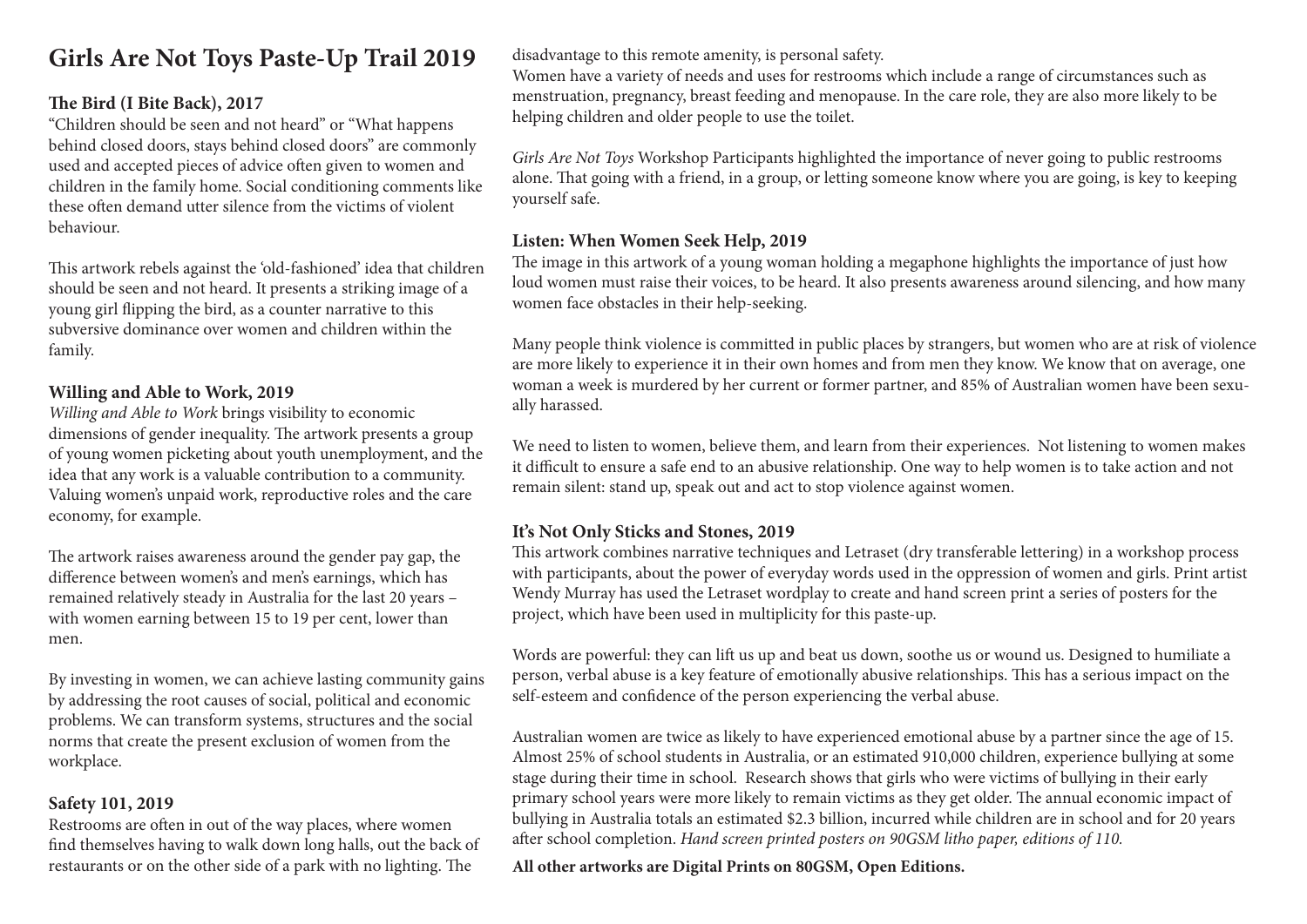# Girls Are Not Toys Paste-Up Trail 2019

### The Bird (I Bite Back), 2017

"Children should be seen and not heard" or "What happens behind closed doors, stays behind closed doors" are commonly used and accepted pieces of advice often given to women and children in the family home. Social conditioning comments like these often demand utter silence from the victims of violent behaviour.

This artwork rebels against the 'old-fashioned' idea that children should be seen and not heard. It presents a striking image of a young girl flipping the bird, as a counter narrative to this subversive dominance over women and children within the family.

### Willing and Able to Work, 2019

*Willing and Able to Work* brings visibility to economic dimensions of gender inequality. The artwork presents a group of young women picketing about youth unemployment, and the idea that any work is a valuable contribution to a community. Valuing women's unpaid work, reproductive roles and the care economy, for example.

The artwork raises awareness around the gender pay gap, the difference between women's and men's earnings, which has remained relatively steady in Australia for the last 20 years – with women earning between 15 to 19 per cent, lower than men.

By investing in women, we can achieve lasting community gains by addressing the root causes of social, political and economic problems. We can transform systems, structures and the social norms that create the present exclusion of women from the workplace.

### Safety 101, 2019

Restrooms are often in out of the way places, where women find themselves having to walk down long halls, out the back of restaurants or on the other side of a park with no lighting. The disadvantage to this remote amenity, is personal safety.

Women have a variety of needs and uses for restrooms which include a range of circumstances such as menstruation, pregnancy, breast feeding and menopause. In the care role, they are also more likely to be helping children and older people to use the toilet.

*Girls Are Not Toys* Workshop Participants highlighted the importance of never going to public restrooms alone. That going with a friend, in a group, or letting someone know where you are going, is key to keeping yourself safe.

### Listen: When Women Seek Help, 2019

The image in this artwork of a young woman holding a megaphone highlights the importance of just how loud women must raise their voices, to be heard. It also presents awareness around silencing, and how many women face obstacles in their help-seeking.

Many people think violence is committed in public places by strangers, but women who are at risk of violence are more likely to experience it in their own homes and from men they know. We know that on average, one woman a week is murdered by her current or former partner, and 85% of Australian women have been sexually harassed.

We need to listen to women, believe them, and learn from their experiences. Not listening to women makes it difficult to ensure a safe end to an abusive relationship. One way to help women is to take action and not remain silent: stand up, speak out and act to stop violence against women.

### It's Not Only Sticks and Stones, 2019

This artwork combines narrative techniques and Letraset (dry transferable lettering) in a workshop process with participants, about the power of everyday words used in the oppression of women and girls. Print artist Wendy Murray has used the Letraset wordplay to create and hand screen print a series of posters for the project, which have been used in multiplicity for this paste-up.

Words are powerful: they can lift us up and beat us down, soothe us or wound us. Designed to humiliate a person, verbal abuse is a key feature of emotionally abusive relationships. This has a serious impact on the self-esteem and confidence of the person experiencing the verbal abuse.

Australian women are twice as likely to have experienced emotional abuse by a partner since the age of 15. Almost 25% of school students in Australia, or an estimated 910,000 children, experience bullying at some stage during their time in school. Research shows that girls who were victims of bullying in their early primary school years were more likely to remain victims as they get older. The annual economic impact of bullying in Australia totals an estimated $2.3 billion, incurred while children are in school and for 20 years after school completion. *Hand screen printed posters on 90GSM litho paper, editions of 110.*

**All other artworks are Digital Prints on 80GSM, Open Editions.**